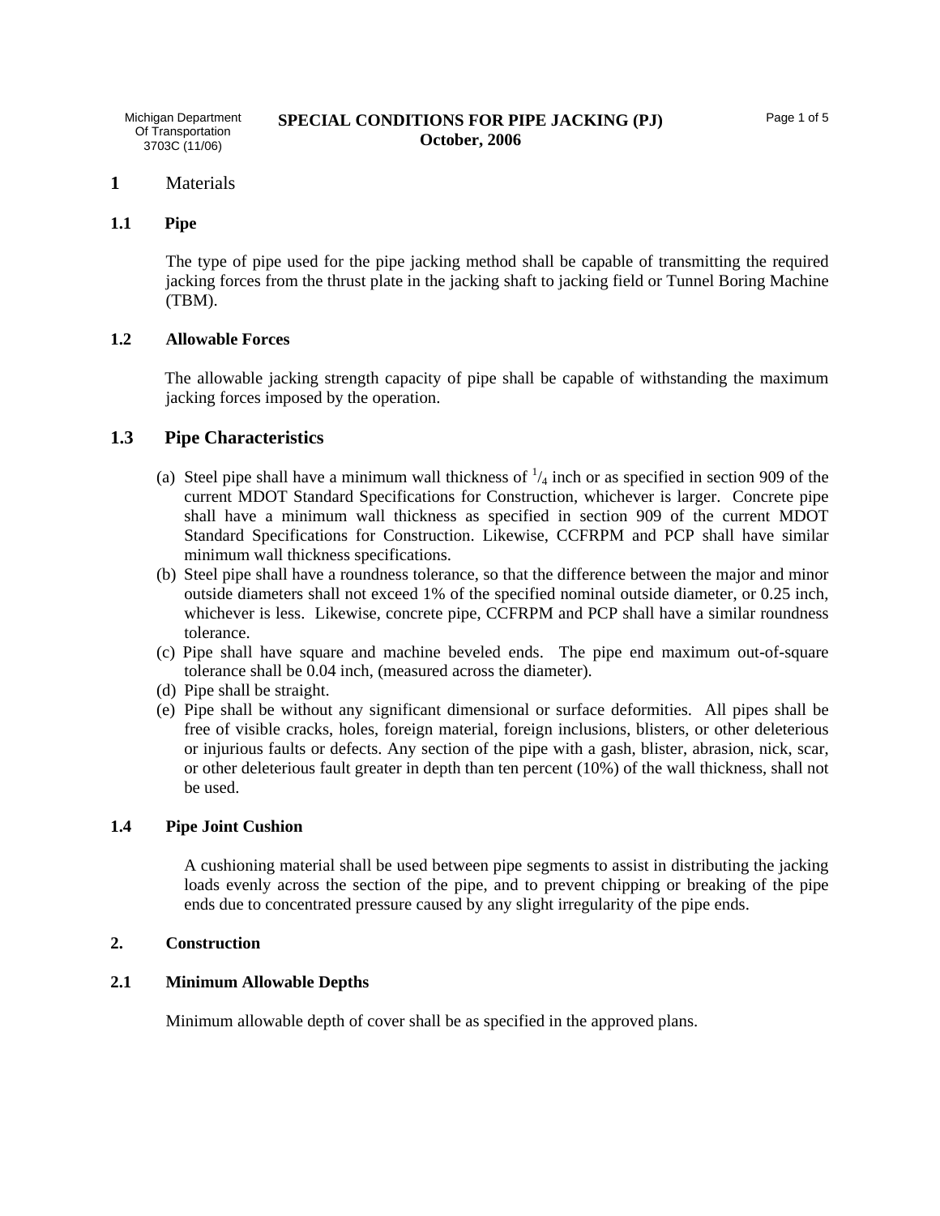Michigan Department Of Transportation 3703C (11/06)

# SPECIAL CONDITIONS FOR PIPE JACKING (PJ)
**October, 2006**

## 1 Materials

### 1.1 Pipe

The type of pipe used for the pipe jacking method shall be capable of transmitting the required jacking forces from the thrust plate in the jacking shaft to jacking field or Tunnel Boring Machine (TBM).

### 1.2 Allowable Forces

The allowable jacking strength capacity of pipe shall be capable of withstanding the maximum jacking forces imposed by the operation.

### 1.3 Pipe Characteristics

(a) Steel pipe shall have a minimum wall thickness of $^1/_4$ inch or as specified in section 909 of the current MDOT Standard Specifications for Construction, whichever is larger. Concrete pipe shall have a minimum wall thickness as specified in section 909 of the current MDOT Standard Specifications for Construction. Likewise, CCFRPM and PCP shall have similar minimum wall thickness specifications.
(b) Steel pipe shall have a roundness tolerance, so that the difference between the major and minor outside diameters shall not exceed 1% of the specified nominal outside diameter, or 0.25 inch, whichever is less. Likewise, concrete pipe, CCFRPM and PCP shall have a similar roundness tolerance.
(c) Pipe shall have square and machine beveled ends. The pipe end maximum out-of-square tolerance shall be 0.04 inch, (measured across the diameter).
(d) Pipe shall be straight.
(e) Pipe shall be without any significant dimensional or surface deformities. All pipes shall be free of visible cracks, holes, foreign material, foreign inclusions, blisters, or other deleterious or injurious faults or defects. Any section of the pipe with a gash, blister, abrasion, nick, scar, or other deleterious fault greater in depth than ten percent (10%) of the wall thickness, shall not be used.

### 1.4 Pipe Joint Cushion

A cushioning material shall be used between pipe segments to assist in distributing the jacking loads evenly across the section of the pipe, and to prevent chipping or breaking of the pipe ends due to concentrated pressure caused by any slight irregularity of the pipe ends.

## 2. Construction

### 2.1 Minimum Allowable Depths

Minimum allowable depth of cover shall be as specified in the approved plans.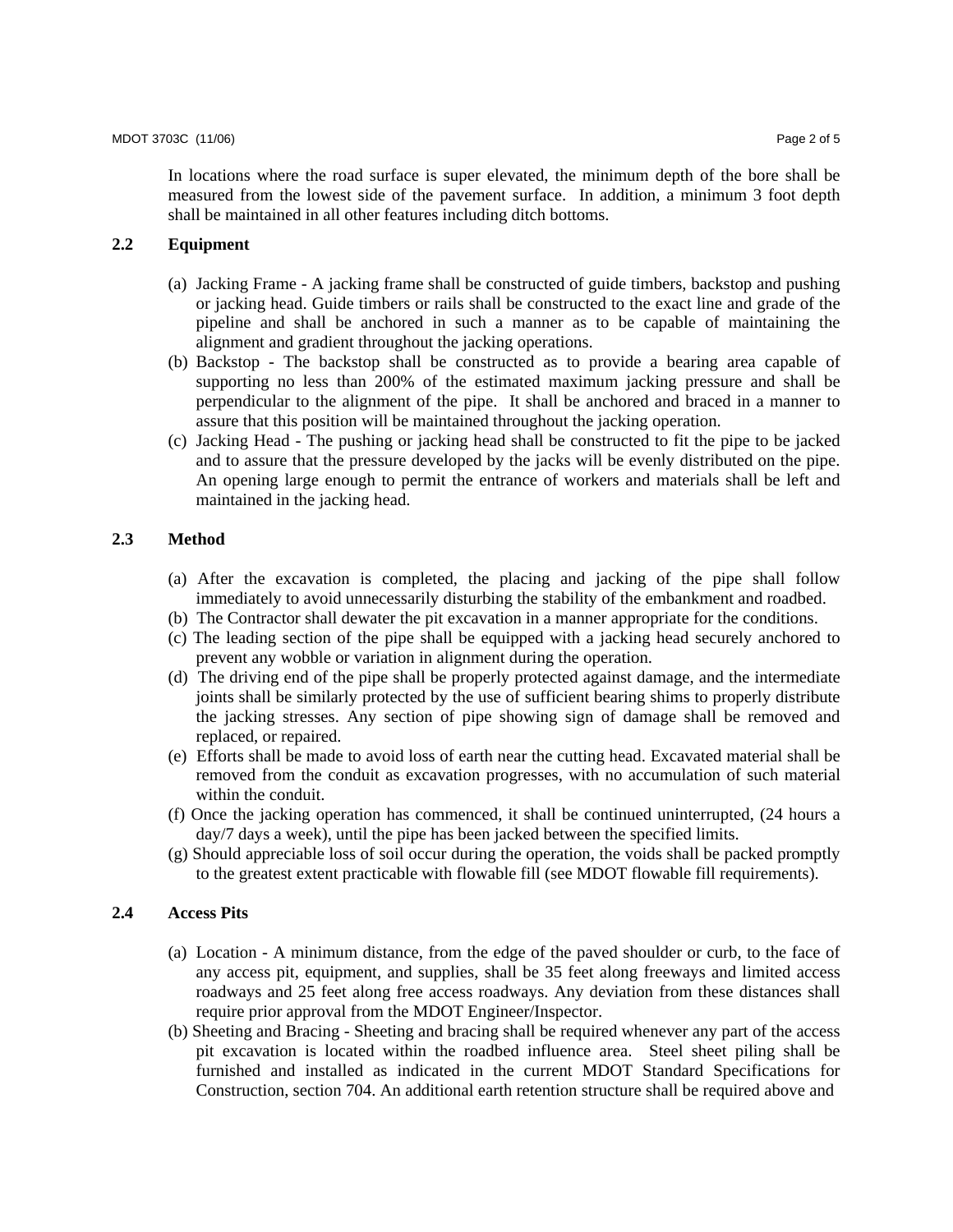In locations where the road surface is super elevated, the minimum depth of the bore shall be measured from the lowest side of the pavement surface. In addition, a minimum 3 foot depth shall be maintained in all other features including ditch bottoms.

## 2.2 Equipment

(a) Jacking Frame - A jacking frame shall be constructed of guide timbers, backstop and pushing or jacking head. Guide timbers or rails shall be constructed to the exact line and grade of the pipeline and shall be anchored in such a manner as to be capable of maintaining the alignment and gradient throughout the jacking operations.
(b) Backstop - The backstop shall be constructed as to provide a bearing area capable of supporting no less than 200% of the estimated maximum jacking pressure and shall be perpendicular to the alignment of the pipe. It shall be anchored and braced in a manner to assure that this position will be maintained throughout the jacking operation.
(c) Jacking Head - The pushing or jacking head shall be constructed to fit the pipe to be jacked and to assure that the pressure developed by the jacks will be evenly distributed on the pipe. An opening large enough to permit the entrance of workers and materials shall be left and maintained in the jacking head.

## 2.3 Method

(a) After the excavation is completed, the placing and jacking of the pipe shall follow immediately to avoid unnecessarily disturbing the stability of the embankment and roadbed.
(b) The Contractor shall dewater the pit excavation in a manner appropriate for the conditions.
(c) The leading section of the pipe shall be equipped with a jacking head securely anchored to prevent any wobble or variation in alignment during the operation.
(d) The driving end of the pipe shall be properly protected against damage, and the intermediate joints shall be similarly protected by the use of sufficient bearing shims to properly distribute the jacking stresses. Any section of pipe showing sign of damage shall be removed and replaced, or repaired.
(e) Efforts shall be made to avoid loss of earth near the cutting head. Excavated material shall be removed from the conduit as excavation progresses, with no accumulation of such material within the conduit.
(f) Once the jacking operation has commenced, it shall be continued uninterrupted, (24 hours a day/7 days a week), until the pipe has been jacked between the specified limits.
(g) Should appreciable loss of soil occur during the operation, the voids shall be packed promptly to the greatest extent practicable with flowable fill (see MDOT flowable fill requirements).

## 2.4 Access Pits

(a) Location - A minimum distance, from the edge of the paved shoulder or curb, to the face of any access pit, equipment, and supplies, shall be 35 feet along freeways and limited access roadways and 25 feet along free access roadways. Any deviation from these distances shall require prior approval from the MDOT Engineer/Inspector.
(b) Sheeting and Bracing - Sheeting and bracing shall be required whenever any part of the access pit excavation is located within the roadbed influence area. Steel sheet piling shall be furnished and installed as indicated in the current MDOT Standard Specifications for Construction, section 704. An additional earth retention structure shall be required above and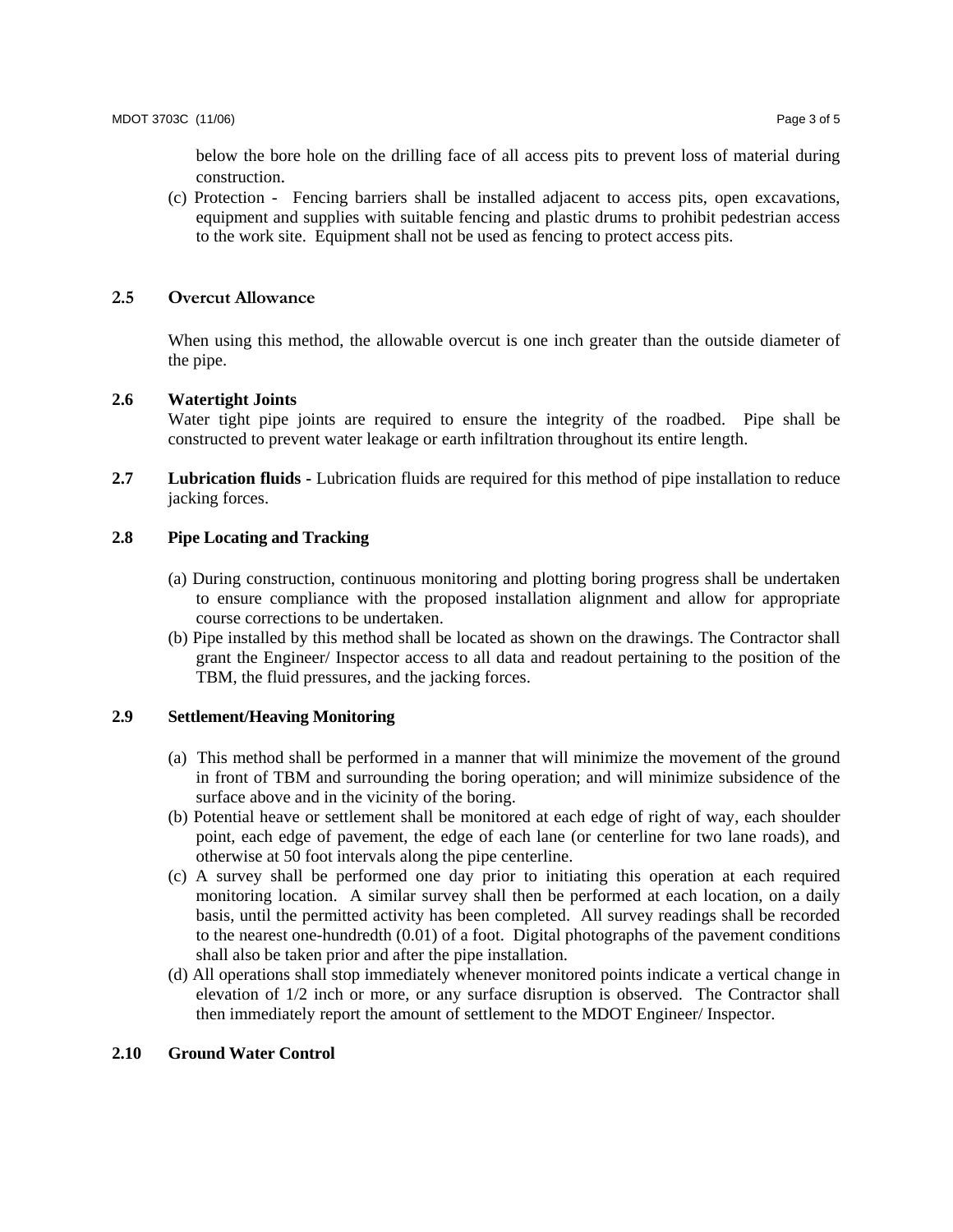below the bore hole on the drilling face of all access pits to prevent loss of material during construction.

(c) Protection - Fencing barriers shall be installed adjacent to access pits, open excavations, equipment and supplies with suitable fencing and plastic drums to prohibit pedestrian access to the work site. Equipment shall not be used as fencing to protect access pits.

## 2.5 Overcut Allowance

When using this method, the allowable overcut is one inch greater than the outside diameter of the pipe.

## 2.6 Watertight Joints

Water tight pipe joints are required to ensure the integrity of the roadbed. Pipe shall be constructed to prevent water leakage or earth infiltration throughout its entire length.

**2.7 Lubrication fluids** - Lubrication fluids are required for this method of pipe installation to reduce jacking forces.

## 2.8 Pipe Locating and Tracking

(a) During construction, continuous monitoring and plotting boring progress shall be undertaken to ensure compliance with the proposed installation alignment and allow for appropriate course corrections to be undertaken.

(b) Pipe installed by this method shall be located as shown on the drawings. The Contractor shall grant the Engineer/ Inspector access to all data and readout pertaining to the position of the TBM, the fluid pressures, and the jacking forces.

## 2.9 Settlement/Heaving Monitoring

(a) This method shall be performed in a manner that will minimize the movement of the ground in front of TBM and surrounding the boring operation; and will minimize subsidence of the surface above and in the vicinity of the boring.

(b) Potential heave or settlement shall be monitored at each edge of right of way, each shoulder point, each edge of pavement, the edge of each lane (or centerline for two lane roads), and otherwise at 50 foot intervals along the pipe centerline.

(c) A survey shall be performed one day prior to initiating this operation at each required monitoring location. A similar survey shall then be performed at each location, on a daily basis, until the permitted activity has been completed. All survey readings shall be recorded to the nearest one-hundredth (0.01) of a foot. Digital photographs of the pavement conditions shall also be taken prior and after the pipe installation.

(d) All operations shall stop immediately whenever monitored points indicate a vertical change in elevation of 1/2 inch or more, or any surface disruption is observed. The Contractor shall then immediately report the amount of settlement to the MDOT Engineer/ Inspector.

## 2.10 Ground Water Control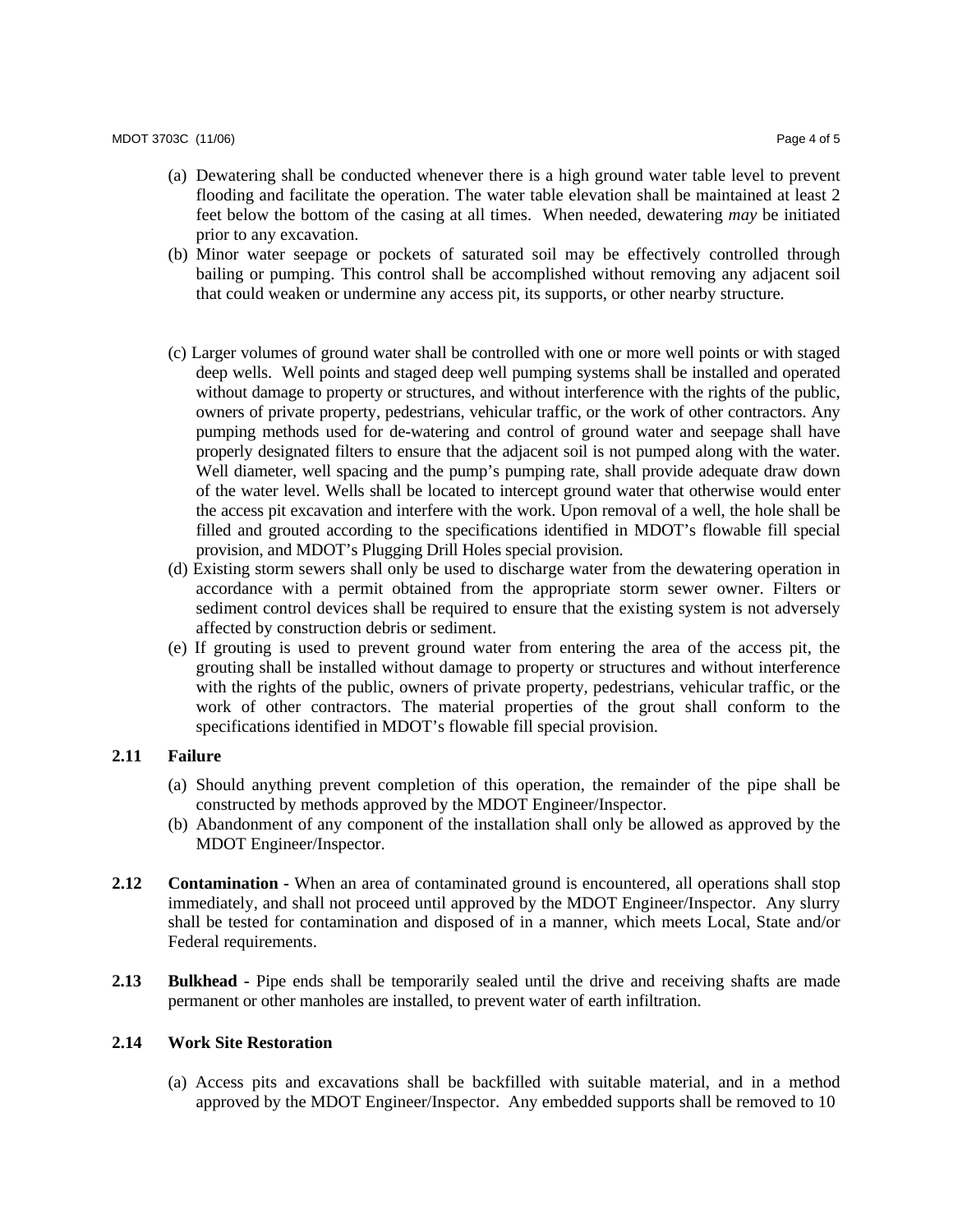(a) Dewatering shall be conducted whenever there is a high ground water table level to prevent flooding and facilitate the operation. The water table elevation shall be maintained at least 2 feet below the bottom of the casing at all times. When needed, dewatering *may* be initiated prior to any excavation.

(b) Minor water seepage or pockets of saturated soil may be effectively controlled through bailing or pumping. This control shall be accomplished without removing any adjacent soil that could weaken or undermine any access pit, its supports, or other nearby structure.

(c) Larger volumes of ground water shall be controlled with one or more well points or with staged deep wells. Well points and staged deep well pumping systems shall be installed and operated without damage to property or structures, and without interference with the rights of the public, owners of private property, pedestrians, vehicular traffic, or the work of other contractors. Any pumping methods used for de-watering and control of ground water and seepage shall have properly designated filters to ensure that the adjacent soil is not pumped along with the water. Well diameter, well spacing and the pump's pumping rate, shall provide adequate draw down of the water level. Wells shall be located to intercept ground water that otherwise would enter the access pit excavation and interfere with the work. Upon removal of a well, the hole shall be filled and grouted according to the specifications identified in MDOT's flowable fill special provision, and MDOT's Plugging Drill Holes special provision.

(d) Existing storm sewers shall only be used to discharge water from the dewatering operation in accordance with a permit obtained from the appropriate storm sewer owner. Filters or sediment control devices shall be required to ensure that the existing system is not adversely affected by construction debris or sediment.

(e) If grouting is used to prevent ground water from entering the area of the access pit, the grouting shall be installed without damage to property or structures and without interference with the rights of the public, owners of private property, pedestrians, vehicular traffic, or the work of other contractors. The material properties of the grout shall conform to the specifications identified in MDOT's flowable fill special provision.

**2.11 Failure**

(a) Should anything prevent completion of this operation, the remainder of the pipe shall be constructed by methods approved by the MDOT Engineer/Inspector.

(b) Abandonment of any component of the installation shall only be allowed as approved by the MDOT Engineer/Inspector.

**2.12 Contamination -** When an area of contaminated ground is encountered, all operations shall stop immediately, and shall not proceed until approved by the MDOT Engineer/Inspector. Any slurry shall be tested for contamination and disposed of in a manner, which meets Local, State and/or Federal requirements.

**2.13 Bulkhead -** Pipe ends shall be temporarily sealed until the drive and receiving shafts are made permanent or other manholes are installed, to prevent water of earth infiltration.

**2.14 Work Site Restoration**

(a) Access pits and excavations shall be backfilled with suitable material, and in a method approved by the MDOT Engineer/Inspector. Any embedded supports shall be removed to 10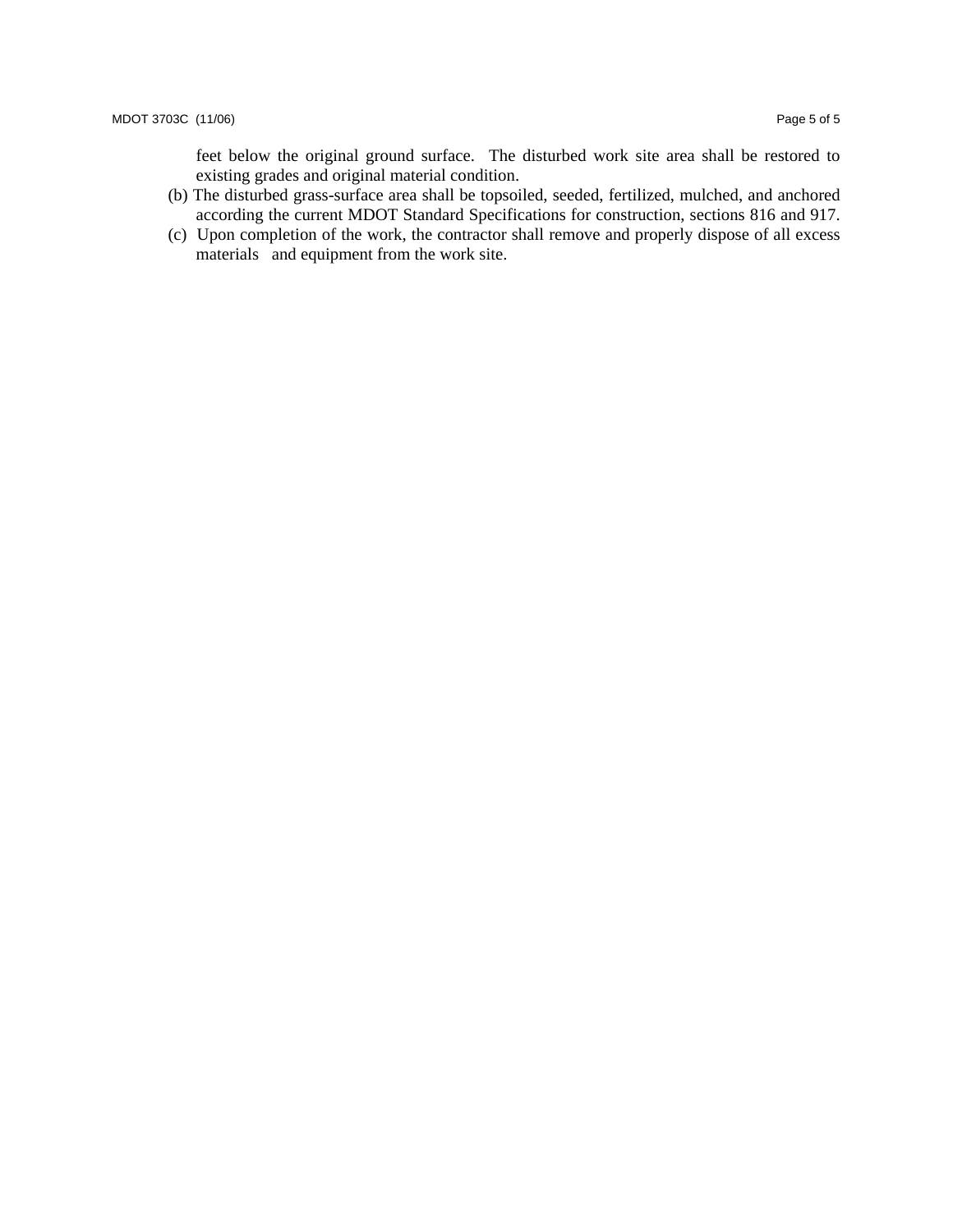feet below the original ground surface. The disturbed work site area shall be restored to existing grades and original material condition.

(b) The disturbed grass-surface area shall be topsoiled, seeded, fertilized, mulched, and anchored according the current MDOT Standard Specifications for construction, sections 816 and 917.

(c) Upon completion of the work, the contractor shall remove and properly dispose of all excess materials and equipment from the work site.